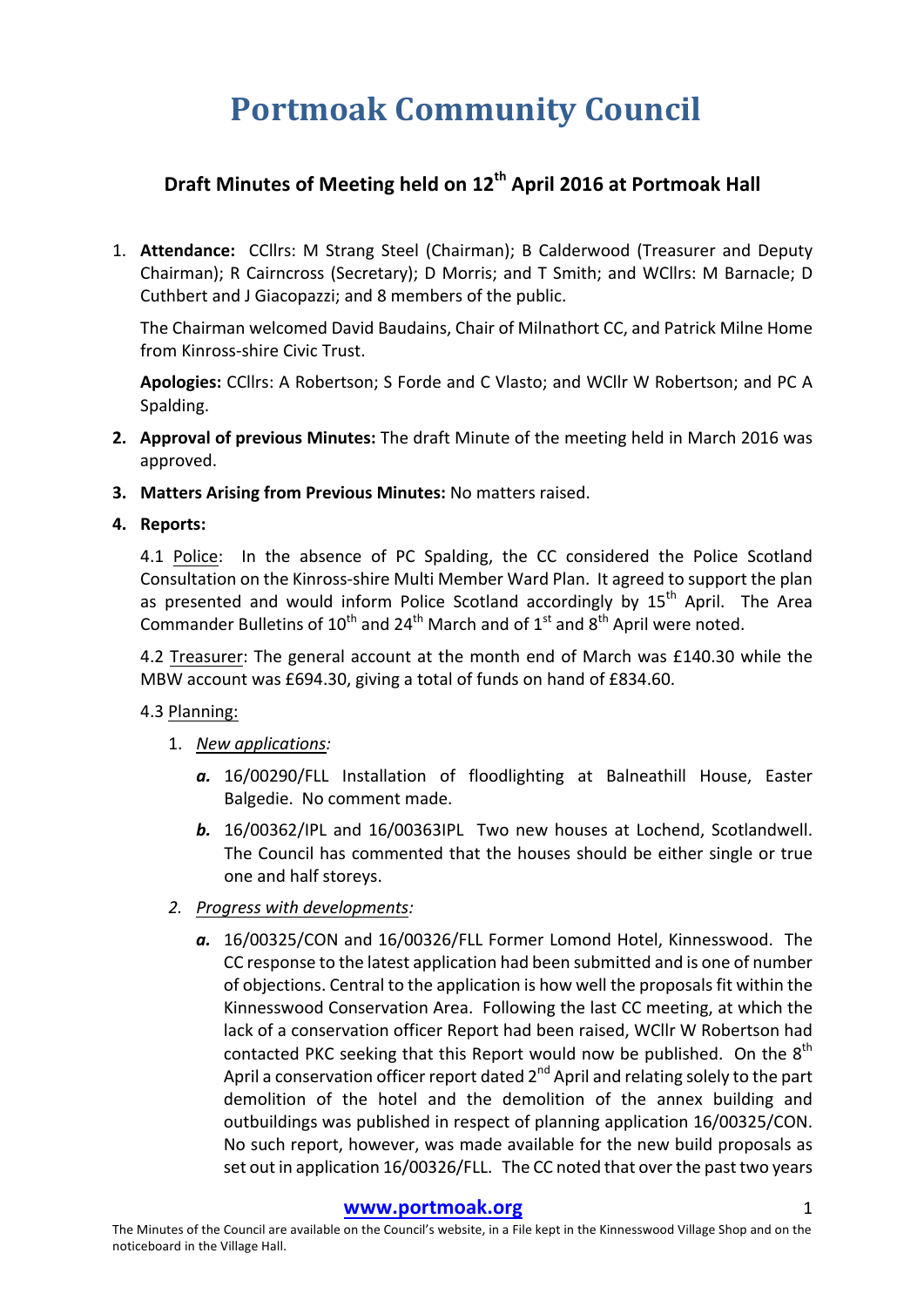# Portmoak Community Council

## Draft Minutes of Meeting held on 12th April 2016 at Portmoak Hall

1. **Attendance:** CCllrs: M Strang Steel (Chairman); B Calderwood (Treasurer and Deputy Chairman); R Cairncross (Secretary); D Morris; and T Smith; and WCllrs: M Barnacle; D Cuthbert and J Giacopazzi; and 8 members of the public.

   The Chairman welcomed David Baudains, Chair of Milnathort CC, and Patrick Milne Home from Kinross-shire Civic Trust.

   **Apologies:** CCllrs: A Robertson; S Forde and C Vlasto; and WCllr W Robertson; and PC A Spalding.

2. **Approval of previous Minutes:** The draft Minute of the meeting held in March 2016 was approved.

3. **Matters Arising from Previous Minutes:** No matters raised.

4. **Reports:**

   4.1 Police: In the absence of PC Spalding, the CC considered the Police Scotland Consultation on the Kinross-shire Multi Member Ward Plan. It agreed to support the plan as presented and would inform Police Scotland accordingly by 15th April. The Area Commander Bulletins of 10th and 24th March and of 1st and 8th April were noted.

   4.2 Treasurer: The general account at the month end of March was £140.30 while the MBW account was £694.30, giving a total of funds on hand of £834.60.

   4.3 Planning:

   1. *New applications:*

      ***a.*** 16/00290/FLL Installation of floodlighting at Balneathill House, Easter Balgedie. No comment made.

      ***b.*** 16/00362/IPL and 16/00363IPL Two new houses at Lochend, Scotlandwell. The Council has commented that the houses should be either single or true one and half storeys.

   2. *Progress with developments:*

      ***a.*** 16/00325/CON and 16/00326/FLL Former Lomond Hotel, Kinnesswood. The CC response to the latest application had been submitted and is one of number of objections. Central to the application is how well the proposals fit within the Kinnesswood Conservation Area. Following the last CC meeting, at which the lack of a conservation officer Report had been raised, WCllr W Robertson had contacted PKC seeking that this Report would now be published. On the 8th April a conservation officer report dated 2nd April and relating solely to the part demolition of the hotel and the demolition of the annex building and outbuildings was published in respect of planning application 16/00325/CON. No such report, however, was made available for the new build proposals as set out in application 16/00326/FLL. The CC noted that over the past two years

**www.portmoak.org**

The Minutes of the Council are available on the Council's website, in a File kept in the Kinnesswood Village Shop and on the noticeboard in the Village Hall.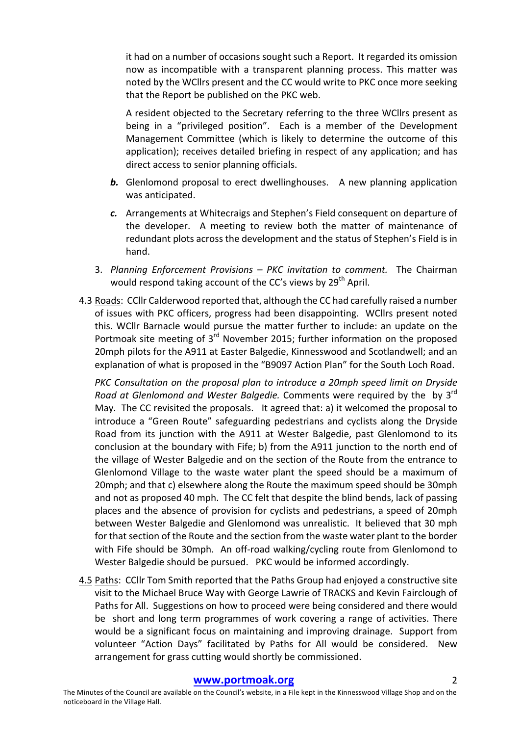it had on a number of occasions sought such a Report. It regarded its omission now as incompatible with a transparent planning process. This matter was noted by the WCllrs present and the CC would write to PKC once more seeking that the Report be published on the PKC web.

A resident objected to the Secretary referring to the three WCllrs present as being in a "privileged position". Each is a member of the Development Management Committee (which is likely to determine the outcome of this application); receives detailed briefing in respect of any application; and has direct access to senior planning officials.

***b.*** Glenlomond proposal to erect dwellinghouses. A new planning application was anticipated.

***c.*** Arrangements at Whitecraigs and Stephen's Field consequent on departure of the developer. A meeting to review both the matter of maintenance of redundant plots across the development and the status of Stephen's Field is in hand.

3. *Planning Enforcement Provisions – PKC invitation to comment.* The Chairman would respond taking account of the CC's views by 29th April.

4.3 Roads: CCllr Calderwood reported that, although the CC had carefully raised a number of issues with PKC officers, progress had been disappointing. WCllrs present noted this. WCllr Barnacle would pursue the matter further to include: an update on the Portmoak site meeting of 3rd November 2015; further information on the proposed 20mph pilots for the A911 at Easter Balgedie, Kinnesswood and Scotlandwell; and an explanation of what is proposed in the "B9097 Action Plan" for the South Loch Road.

*PKC Consultation on the proposal plan to introduce a 20mph speed limit on Dryside Road at Glenlomond and Wester Balgedie.* Comments were required by the by 3rd May. The CC revisited the proposals. It agreed that: a) it welcomed the proposal to introduce a "Green Route" safeguarding pedestrians and cyclists along the Dryside Road from its junction with the A911 at Wester Balgedie, past Glenlomond to its conclusion at the boundary with Fife; b) from the A911 junction to the north end of the village of Wester Balgedie and on the section of the Route from the entrance to Glenlomond Village to the waste water plant the speed should be a maximum of 20mph; and that c) elsewhere along the Route the maximum speed should be 30mph and not as proposed 40 mph. The CC felt that despite the blind bends, lack of passing places and the absence of provision for cyclists and pedestrians, a speed of 20mph between Wester Balgedie and Glenlomond was unrealistic. It believed that 30 mph for that section of the Route and the section from the waste water plant to the border with Fife should be 30mph. An off-road walking/cycling route from Glenlomond to Wester Balgedie should be pursued. PKC would be informed accordingly.

4.5 Paths: CCllr Tom Smith reported that the Paths Group had enjoyed a constructive site visit to the Michael Bruce Way with George Lawrie of TRACKS and Kevin Fairclough of Paths for All. Suggestions on how to proceed were being considered and there would be short and long term programmes of work covering a range of activities. There would be a significant focus on maintaining and improving drainage. Support from volunteer "Action Days" facilitated by Paths for All would be considered. New arrangement for grass cutting would shortly be commissioned.

**www.portmoak.org**

The Minutes of the Council are available on the Council's website, in a File kept in the Kinnesswood Village Shop and on the noticeboard in the Village Hall.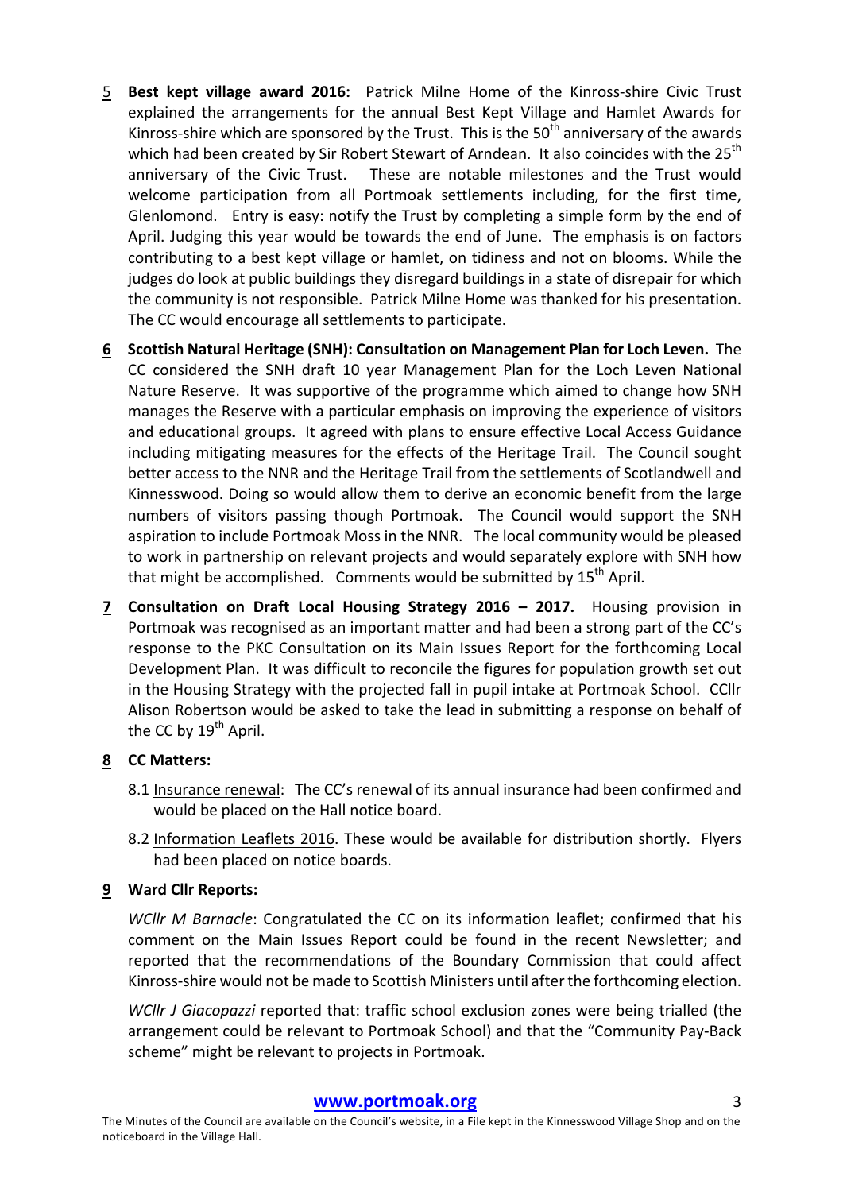5 **Best kept village award 2016:** Patrick Milne Home of the Kinross-shire Civic Trust explained the arrangements for the annual Best Kept Village and Hamlet Awards for Kinross-shire which are sponsored by the Trust. This is the 50th anniversary of the awards which had been created by Sir Robert Stewart of Arndean. It also coincides with the 25th anniversary of the Civic Trust. These are notable milestones and the Trust would welcome participation from all Portmoak settlements including, for the first time, Glenlomond. Entry is easy: notify the Trust by completing a simple form by the end of April. Judging this year would be towards the end of June. The emphasis is on factors contributing to a best kept village or hamlet, on tidiness and not on blooms. While the judges do look at public buildings they disregard buildings in a state of disrepair for which the community is not responsible. Patrick Milne Home was thanked for his presentation. The CC would encourage all settlements to participate.

6 **Scottish Natural Heritage (SNH): Consultation on Management Plan for Loch Leven.** The CC considered the SNH draft 10 year Management Plan for the Loch Leven National Nature Reserve. It was supportive of the programme which aimed to change how SNH manages the Reserve with a particular emphasis on improving the experience of visitors and educational groups. It agreed with plans to ensure effective Local Access Guidance including mitigating measures for the effects of the Heritage Trail. The Council sought better access to the NNR and the Heritage Trail from the settlements of Scotlandwell and Kinnesswood. Doing so would allow them to derive an economic benefit from the large numbers of visitors passing though Portmoak. The Council would support the SNH aspiration to include Portmoak Moss in the NNR. The local community would be pleased to work in partnership on relevant projects and would separately explore with SNH how that might be accomplished. Comments would be submitted by 15th April.

7 **Consultation on Draft Local Housing Strategy 2016 – 2017.** Housing provision in Portmoak was recognised as an important matter and had been a strong part of the CC's response to the PKC Consultation on its Main Issues Report for the forthcoming Local Development Plan. It was difficult to reconcile the figures for population growth set out in the Housing Strategy with the projected fall in pupil intake at Portmoak School. CCllr Alison Robertson would be asked to take the lead in submitting a response on behalf of the CC by 19th April.

8 **CC Matters:**

8.1 Insurance renewal: The CC's renewal of its annual insurance had been confirmed and would be placed on the Hall notice board.

8.2 Information Leaflets 2016. These would be available for distribution shortly. Flyers had been placed on notice boards.

9 **Ward Cllr Reports:**

*WCllr M Barnacle*: Congratulated the CC on its information leaflet; confirmed that his comment on the Main Issues Report could be found in the recent Newsletter; and reported that the recommendations of the Boundary Commission that could affect Kinross-shire would not be made to Scottish Ministers until after the forthcoming election.

*WCllr J Giacopazzi* reported that: traffic school exclusion zones were being trialled (the arrangement could be relevant to Portmoak School) and that the "Community Pay-Back scheme" might be relevant to projects in Portmoak.

**www.portmoak.org**

The Minutes of the Council are available on the Council's website, in a File kept in the Kinnesswood Village Shop and on the noticeboard in the Village Hall.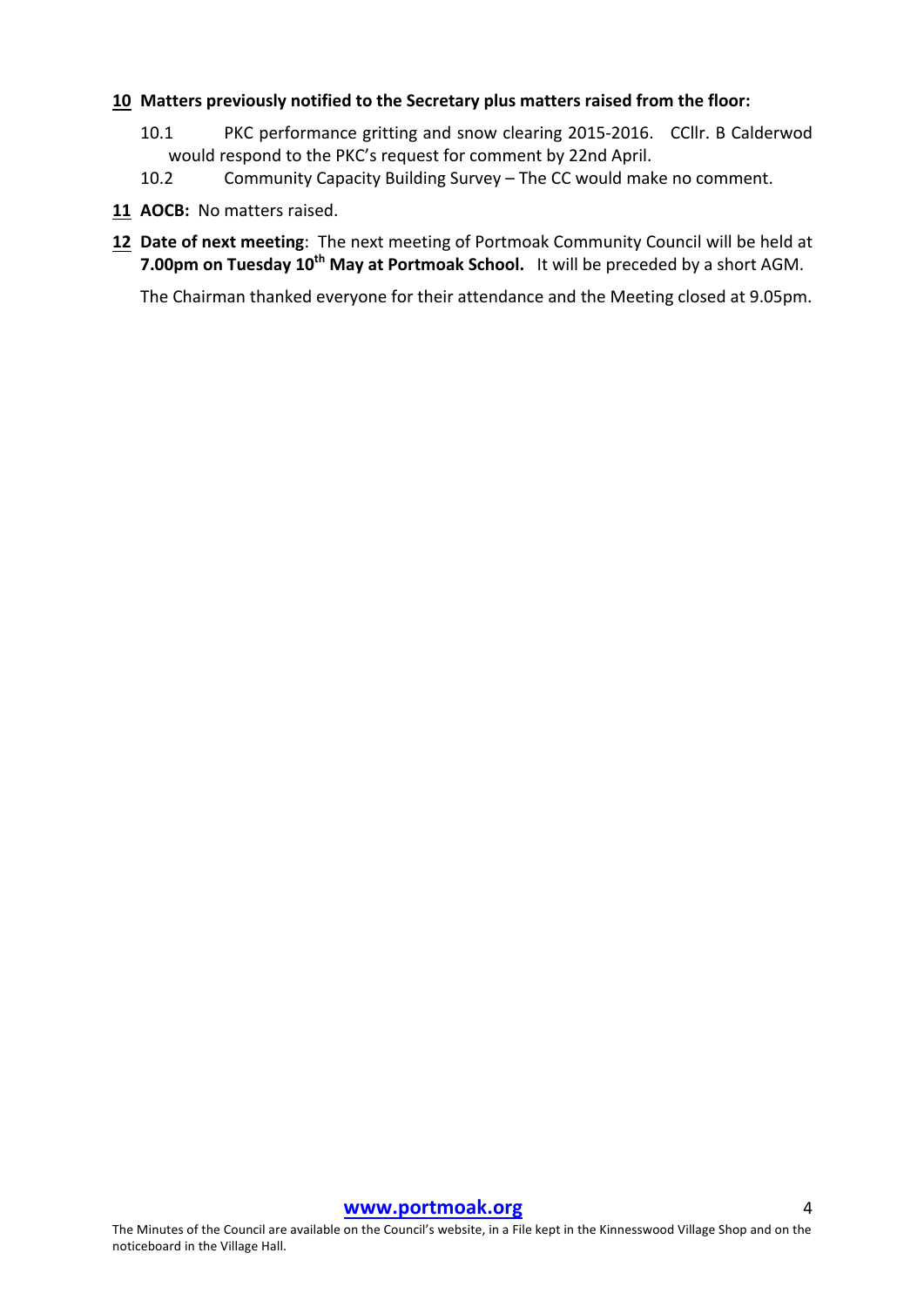**10 Matters previously notified to the Secretary plus matters raised from the floor:**

10.1 PKC performance gritting and snow clearing 2015-2016. CCllr. B Calderwod would respond to the PKC's request for comment by 22nd April.

10.2 Community Capacity Building Survey – The CC would make no comment.

**11 AOCB:** No matters raised.

**12 Date of next meeting**: The next meeting of Portmoak Community Council will be held at **7.00pm on Tuesday 10th May at Portmoak School.** It will be preceded by a short AGM.

The Chairman thanked everyone for their attendance and the Meeting closed at 9.05pm.

**www.portmoak.org**

The Minutes of the Council are available on the Council's website, in a File kept in the Kinnesswood Village Shop and on the noticeboard in the Village Hall.